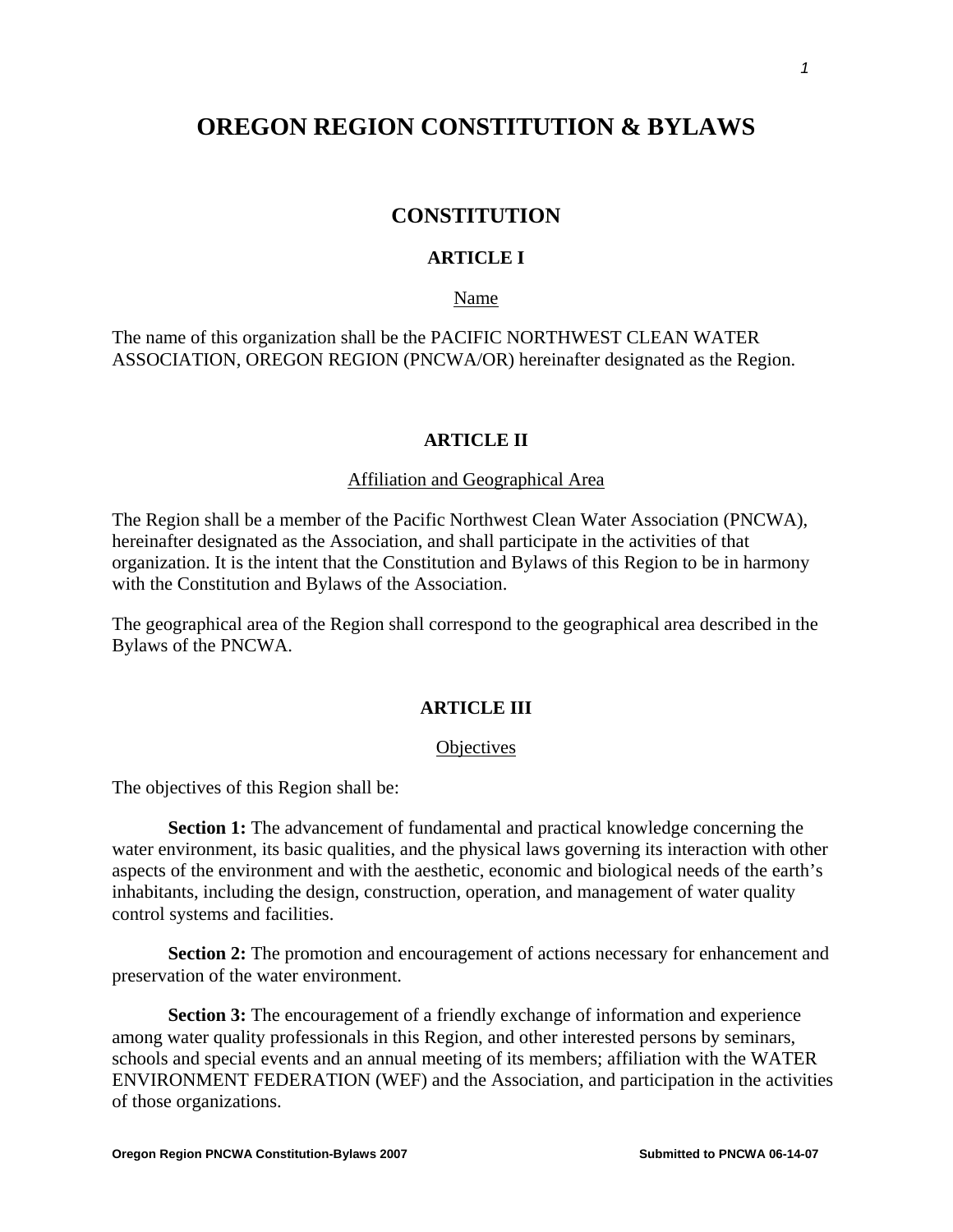# OREGON REGION CONSTITUTION & BYLAWS

## CONSTITUTION

### ARTICLE I

Name

The name of this organization shall be the PACIFIC NORTHWEST CLEAN WATER ASSOCIATION, OREGON REGION (PNCWA/OR) hereinafter designated as the Region.

### ARTICLE II

Affiliation and Geographical Area

The Region shall be a member of the Pacific Northwest Clean Water Association (PNCWA), hereinafter designated as the Association, and shall participate in the activities of that organization. It is the intent that the Constitution and Bylaws of this Region to be in harmony with the Constitution and Bylaws of the Association.

The geographical area of the Region shall correspond to the geographical area described in the Bylaws of the PNCWA.

### ARTICLE III

Objectives

The objectives of this Region shall be:

**Section 1:** The advancement of fundamental and practical knowledge concerning the water environment, its basic qualities, and the physical laws governing its interaction with other aspects of the environment and with the aesthetic, economic and biological needs of the earth's inhabitants, including the design, construction, operation, and management of water quality control systems and facilities.

**Section 2:** The promotion and encouragement of actions necessary for enhancement and preservation of the water environment.

**Section 3:** The encouragement of a friendly exchange of information and experience among water quality professionals in this Region, and other interested persons by seminars, schools and special events and an annual meeting of its members; affiliation with the WATER ENVIRONMENT FEDERATION (WEF) and the Association, and participation in the activities of those organizations.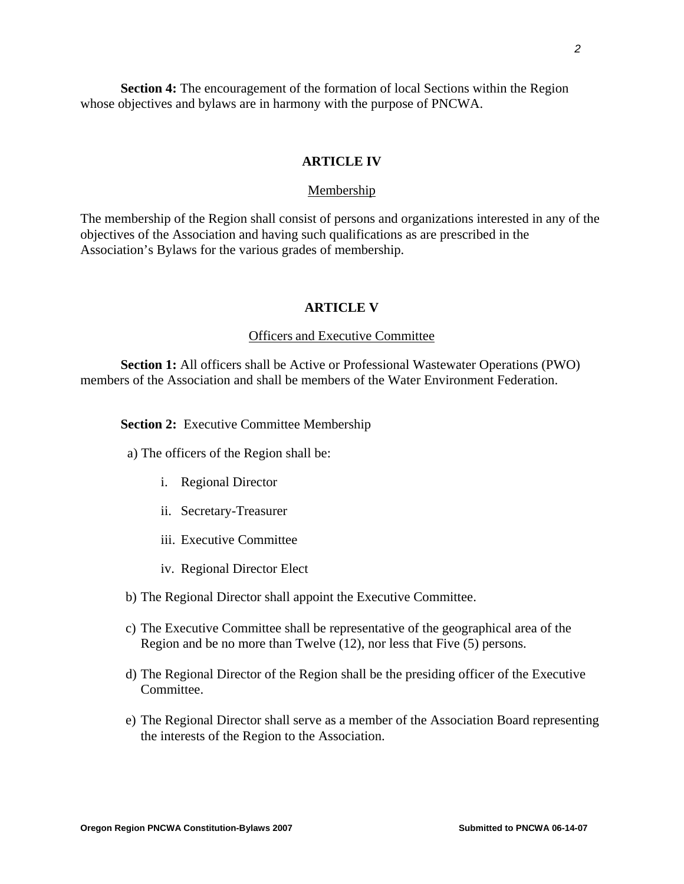**Section 4:** The encouragement of the formation of local Sections within the Region whose objectives and bylaws are in harmony with the purpose of PNCWA.

## ARTICLE IV

Membership

The membership of the Region shall consist of persons and organizations interested in any of the objectives of the Association and having such qualifications as are prescribed in the Association's Bylaws for the various grades of membership.

## ARTICLE V

Officers and Executive Committee

**Section 1:** All officers shall be Active or Professional Wastewater Operations (PWO) members of the Association and shall be members of the Water Environment Federation.

**Section 2:** Executive Committee Membership

a) The officers of the Region shall be:

   i. Regional Director

   ii. Secretary-Treasurer

   iii. Executive Committee

   iv. Regional Director Elect

b) The Regional Director shall appoint the Executive Committee.

c) The Executive Committee shall be representative of the geographical area of the Region and be no more than Twelve (12), nor less that Five (5) persons.

d) The Regional Director of the Region shall be the presiding officer of the Executive Committee.

e) The Regional Director shall serve as a member of the Association Board representing the interests of the Region to the Association.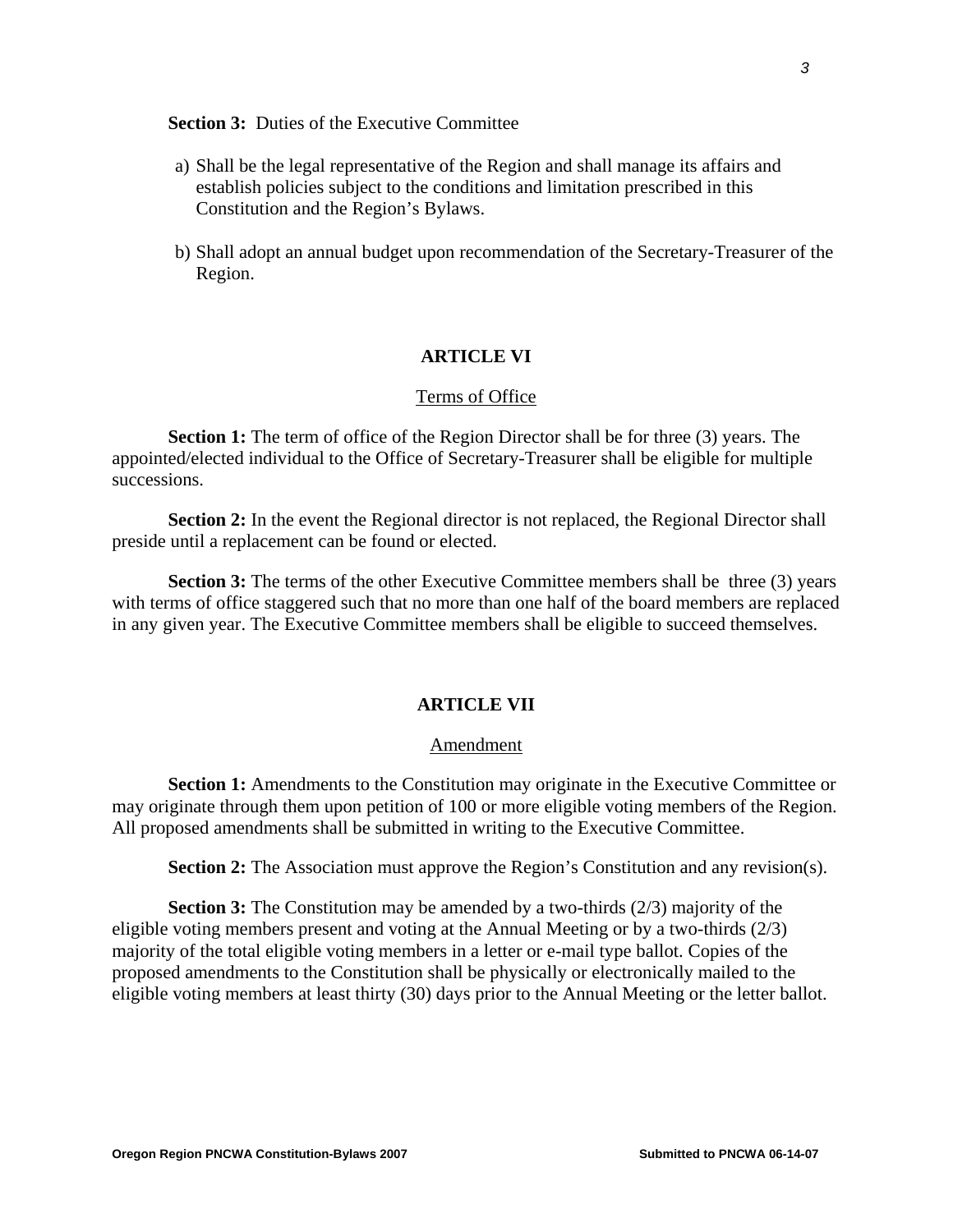**Section 3:** Duties of the Executive Committee

a) Shall be the legal representative of the Region and shall manage its affairs and establish policies subject to the conditions and limitation prescribed in this Constitution and the Region's Bylaws.

b) Shall adopt an annual budget upon recommendation of the Secretary-Treasurer of the Region.

## ARTICLE VI

Terms of Office

**Section 1:** The term of office of the Region Director shall be for three (3) years. The appointed/elected individual to the Office of Secretary-Treasurer shall be eligible for multiple successions.

**Section 2:** In the event the Regional director is not replaced, the Regional Director shall preside until a replacement can be found or elected.

**Section 3:** The terms of the other Executive Committee members shall be three (3) years with terms of office staggered such that no more than one half of the board members are replaced in any given year. The Executive Committee members shall be eligible to succeed themselves.

## ARTICLE VII

Amendment

**Section 1:** Amendments to the Constitution may originate in the Executive Committee or may originate through them upon petition of 100 or more eligible voting members of the Region. All proposed amendments shall be submitted in writing to the Executive Committee.

**Section 2:** The Association must approve the Region's Constitution and any revision(s).

**Section 3:** The Constitution may be amended by a two-thirds (2/3) majority of the eligible voting members present and voting at the Annual Meeting or by a two-thirds (2/3) majority of the total eligible voting members in a letter or e-mail type ballot. Copies of the proposed amendments to the Constitution shall be physically or electronically mailed to the eligible voting members at least thirty (30) days prior to the Annual Meeting or the letter ballot.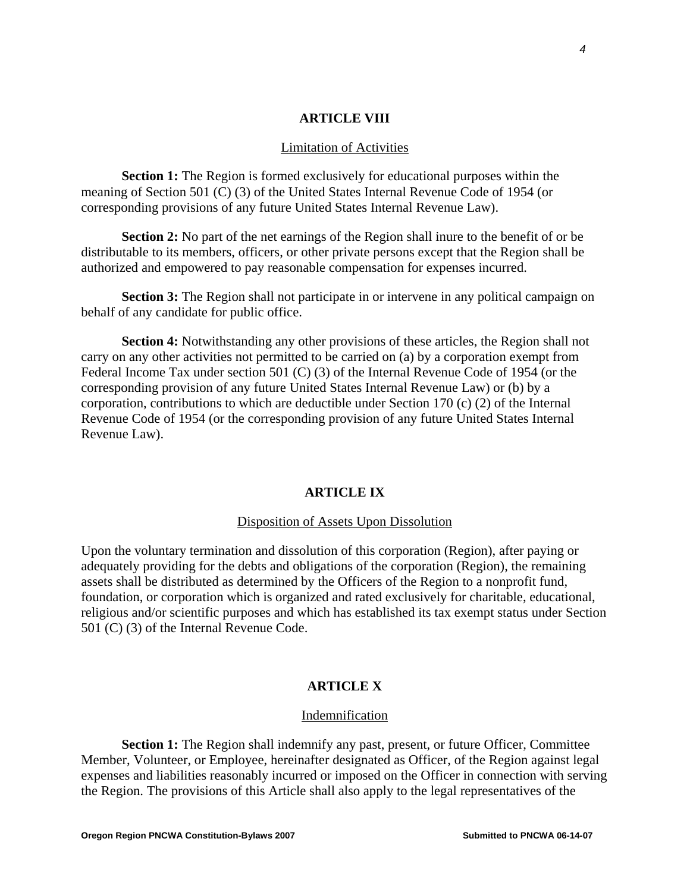## ARTICLE VIII

Limitation of Activities

**Section 1:** The Region is formed exclusively for educational purposes within the meaning of Section 501 (C) (3) of the United States Internal Revenue Code of 1954 (or corresponding provisions of any future United States Internal Revenue Law).

**Section 2:** No part of the net earnings of the Region shall inure to the benefit of or be distributable to its members, officers, or other private persons except that the Region shall be authorized and empowered to pay reasonable compensation for expenses incurred.

**Section 3:** The Region shall not participate in or intervene in any political campaign on behalf of any candidate for public office.

**Section 4:** Notwithstanding any other provisions of these articles, the Region shall not carry on any other activities not permitted to be carried on (a) by a corporation exempt from Federal Income Tax under section 501 (C) (3) of the Internal Revenue Code of 1954 (or the corresponding provision of any future United States Internal Revenue Law) or (b) by a corporation, contributions to which are deductible under Section 170 (c) (2) of the Internal Revenue Code of 1954 (or the corresponding provision of any future United States Internal Revenue Law).

## ARTICLE IX

Disposition of Assets Upon Dissolution

Upon the voluntary termination and dissolution of this corporation (Region), after paying or adequately providing for the debts and obligations of the corporation (Region), the remaining assets shall be distributed as determined by the Officers of the Region to a nonprofit fund, foundation, or corporation which is organized and rated exclusively for charitable, educational, religious and/or scientific purposes and which has established its tax exempt status under Section 501 (C) (3) of the Internal Revenue Code.

## ARTICLE X

Indemnification

**Section 1:** The Region shall indemnify any past, present, or future Officer, Committee Member, Volunteer, or Employee, hereinafter designated as Officer, of the Region against legal expenses and liabilities reasonably incurred or imposed on the Officer in connection with serving the Region. The provisions of this Article shall also apply to the legal representatives of the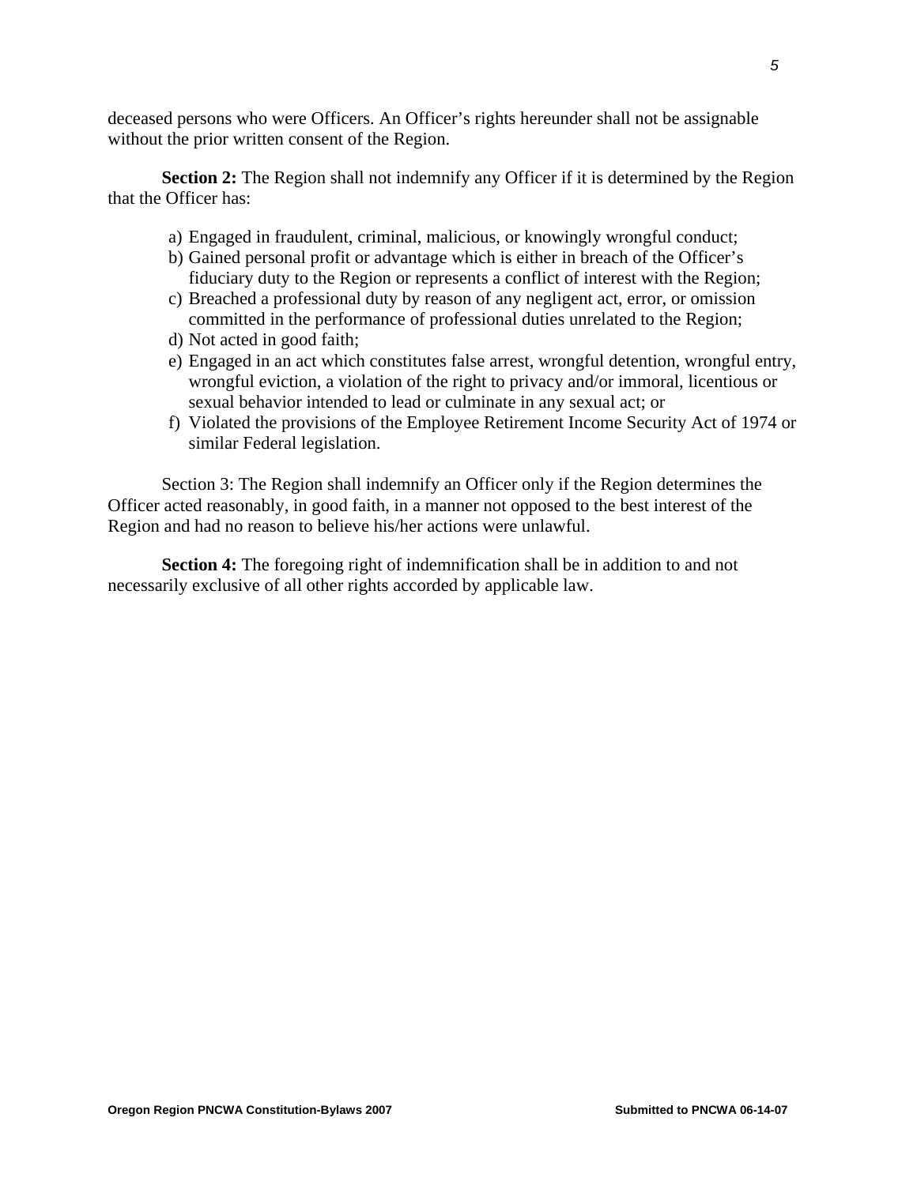deceased persons who were Officers. An Officer's rights hereunder shall not be assignable without the prior written consent of the Region.

**Section 2:** The Region shall not indemnify any Officer if it is determined by the Region that the Officer has:

a) Engaged in fraudulent, criminal, malicious, or knowingly wrongful conduct;
b) Gained personal profit or advantage which is either in breach of the Officer's fiduciary duty to the Region or represents a conflict of interest with the Region;
c) Breached a professional duty by reason of any negligent act, error, or omission committed in the performance of professional duties unrelated to the Region;
d) Not acted in good faith;
e) Engaged in an act which constitutes false arrest, wrongful detention, wrongful entry, wrongful eviction, a violation of the right to privacy and/or immoral, licentious or sexual behavior intended to lead or culminate in any sexual act; or
f) Violated the provisions of the Employee Retirement Income Security Act of 1974 or similar Federal legislation.

Section 3: The Region shall indemnify an Officer only if the Region determines the Officer acted reasonably, in good faith, in a manner not opposed to the best interest of the Region and had no reason to believe his/her actions were unlawful.

**Section 4:** The foregoing right of indemnification shall be in addition to and not necessarily exclusive of all other rights accorded by applicable law.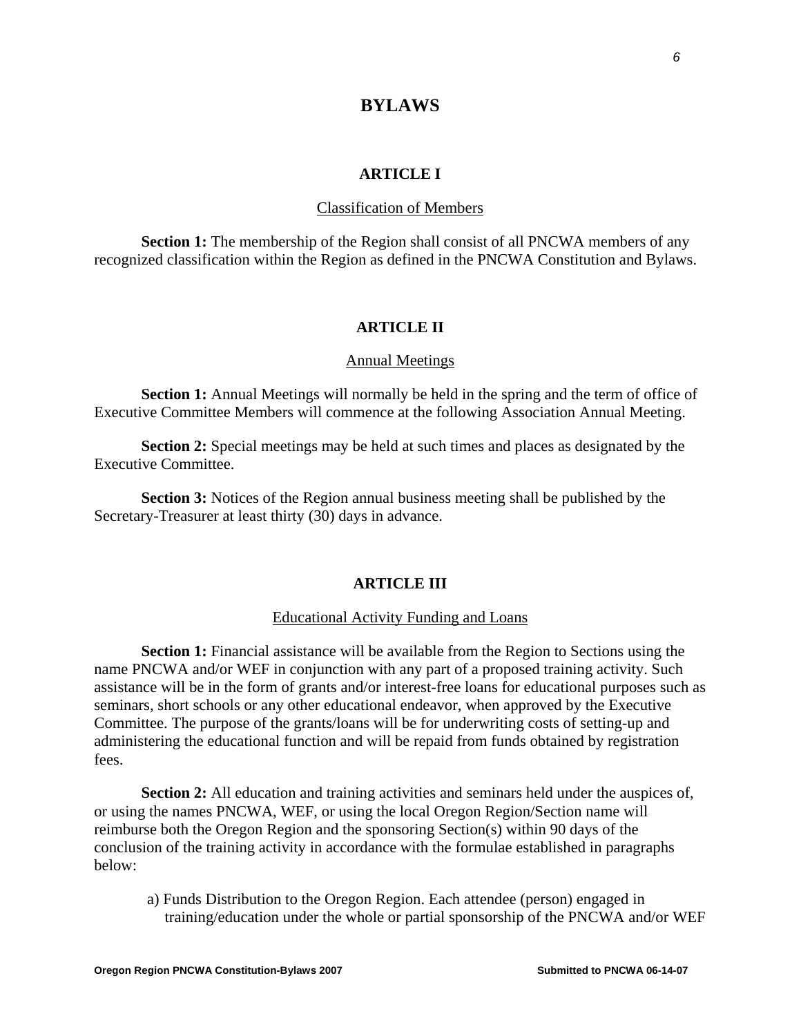# BYLAWS

## ARTICLE I

Classification of Members

**Section 1:** The membership of the Region shall consist of all PNCWA members of any recognized classification within the Region as defined in the PNCWA Constitution and Bylaws.

## ARTICLE II

Annual Meetings

**Section 1:** Annual Meetings will normally be held in the spring and the term of office of Executive Committee Members will commence at the following Association Annual Meeting.

**Section 2:** Special meetings may be held at such times and places as designated by the Executive Committee.

**Section 3:** Notices of the Region annual business meeting shall be published by the Secretary-Treasurer at least thirty (30) days in advance.

## ARTICLE III

Educational Activity Funding and Loans

**Section 1:** Financial assistance will be available from the Region to Sections using the name PNCWA and/or WEF in conjunction with any part of a proposed training activity. Such assistance will be in the form of grants and/or interest-free loans for educational purposes such as seminars, short schools or any other educational endeavor, when approved by the Executive Committee. The purpose of the grants/loans will be for underwriting costs of setting-up and administering the educational function and will be repaid from funds obtained by registration fees.

**Section 2:** All education and training activities and seminars held under the auspices of, or using the names PNCWA, WEF, or using the local Oregon Region/Section name will reimburse both the Oregon Region and the sponsoring Section(s) within 90 days of the conclusion of the training activity in accordance with the formulae established in paragraphs below:

a) Funds Distribution to the Oregon Region. Each attendee (person) engaged in training/education under the whole or partial sponsorship of the PNCWA and/or WEF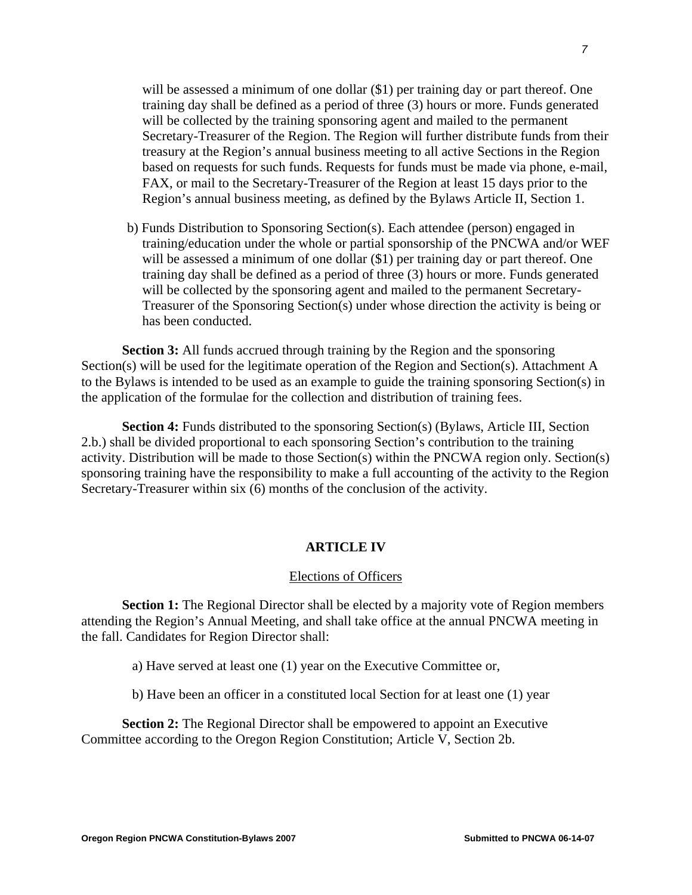will be assessed a minimum of one dollar ($1) per training day or part thereof. One training day shall be defined as a period of three (3) hours or more. Funds generated will be collected by the training sponsoring agent and mailed to the permanent Secretary-Treasurer of the Region. The Region will further distribute funds from their treasury at the Region's annual business meeting to all active Sections in the Region based on requests for such funds. Requests for funds must be made via phone, e-mail, FAX, or mail to the Secretary-Treasurer of the Region at least 15 days prior to the Region's annual business meeting, as defined by the Bylaws Article II, Section 1.

b) Funds Distribution to Sponsoring Section(s). Each attendee (person) engaged in training/education under the whole or partial sponsorship of the PNCWA and/or WEF will be assessed a minimum of one dollar ($1) per training day or part thereof. One training day shall be defined as a period of three (3) hours or more. Funds generated will be collected by the sponsoring agent and mailed to the permanent Secretary-Treasurer of the Sponsoring Section(s) under whose direction the activity is being or has been conducted.

**Section 3:** All funds accrued through training by the Region and the sponsoring Section(s) will be used for the legitimate operation of the Region and Section(s). Attachment A to the Bylaws is intended to be used as an example to guide the training sponsoring Section(s) in the application of the formulae for the collection and distribution of training fees.

**Section 4:** Funds distributed to the sponsoring Section(s) (Bylaws, Article III, Section 2.b.) shall be divided proportional to each sponsoring Section's contribution to the training activity. Distribution will be made to those Section(s) within the PNCWA region only. Section(s) sponsoring training have the responsibility to make a full accounting of the activity to the Region Secretary-Treasurer within six (6) months of the conclusion of the activity.

## ARTICLE IV

Elections of Officers

**Section 1:** The Regional Director shall be elected by a majority vote of Region members attending the Region's Annual Meeting, and shall take office at the annual PNCWA meeting in the fall. Candidates for Region Director shall:

a) Have served at least one (1) year on the Executive Committee or,

b) Have been an officer in a constituted local Section for at least one (1) year

**Section 2:** The Regional Director shall be empowered to appoint an Executive Committee according to the Oregon Region Constitution; Article V, Section 2b.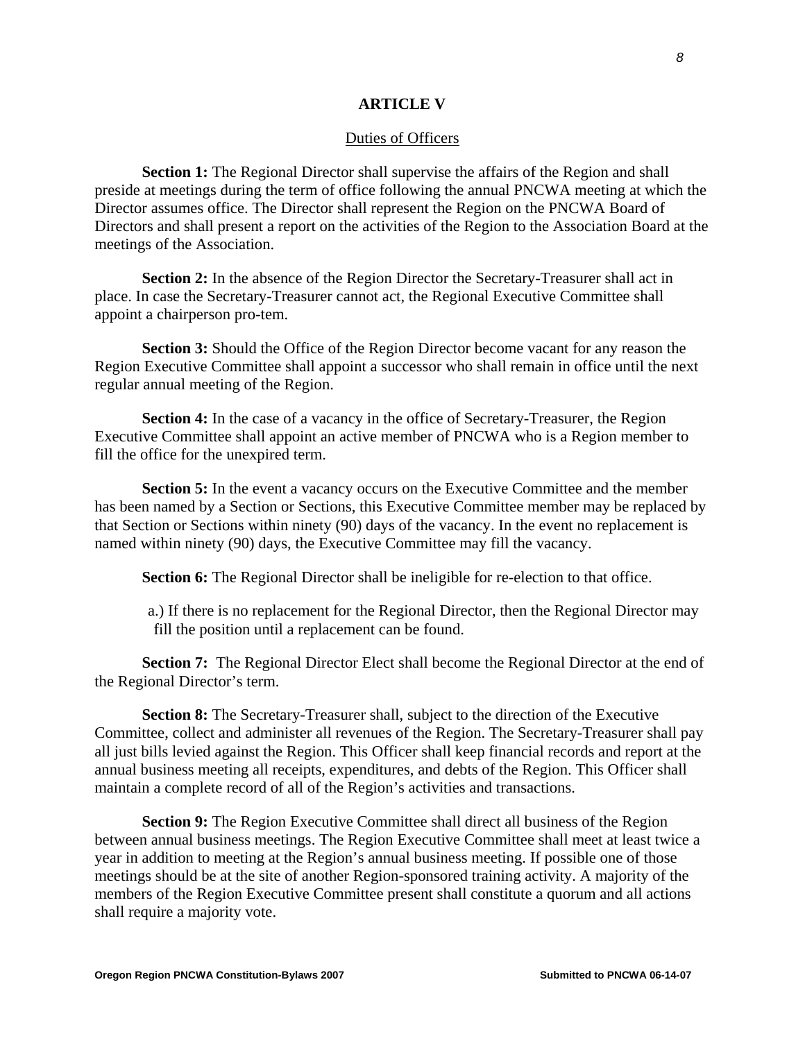## ARTICLE V

Duties of Officers

**Section 1:** The Regional Director shall supervise the affairs of the Region and shall preside at meetings during the term of office following the annual PNCWA meeting at which the Director assumes office. The Director shall represent the Region on the PNCWA Board of Directors and shall present a report on the activities of the Region to the Association Board at the meetings of the Association.

**Section 2:** In the absence of the Region Director the Secretary-Treasurer shall act in place. In case the Secretary-Treasurer cannot act, the Regional Executive Committee shall appoint a chairperson pro-tem.

**Section 3:** Should the Office of the Region Director become vacant for any reason the Region Executive Committee shall appoint a successor who shall remain in office until the next regular annual meeting of the Region.

**Section 4:** In the case of a vacancy in the office of Secretary-Treasurer, the Region Executive Committee shall appoint an active member of PNCWA who is a Region member to fill the office for the unexpired term.

**Section 5:** In the event a vacancy occurs on the Executive Committee and the member has been named by a Section or Sections, this Executive Committee member may be replaced by that Section or Sections within ninety (90) days of the vacancy. In the event no replacement is named within ninety (90) days, the Executive Committee may fill the vacancy.

**Section 6:** The Regional Director shall be ineligible for re-election to that office.

a.) If there is no replacement for the Regional Director, then the Regional Director may fill the position until a replacement can be found.

**Section 7:** The Regional Director Elect shall become the Regional Director at the end of the Regional Director's term.

**Section 8:** The Secretary-Treasurer shall, subject to the direction of the Executive Committee, collect and administer all revenues of the Region. The Secretary-Treasurer shall pay all just bills levied against the Region. This Officer shall keep financial records and report at the annual business meeting all receipts, expenditures, and debts of the Region. This Officer shall maintain a complete record of all of the Region's activities and transactions.

**Section 9:** The Region Executive Committee shall direct all business of the Region between annual business meetings. The Region Executive Committee shall meet at least twice a year in addition to meeting at the Region's annual business meeting. If possible one of those meetings should be at the site of another Region-sponsored training activity. A majority of the members of the Region Executive Committee present shall constitute a quorum and all actions shall require a majority vote.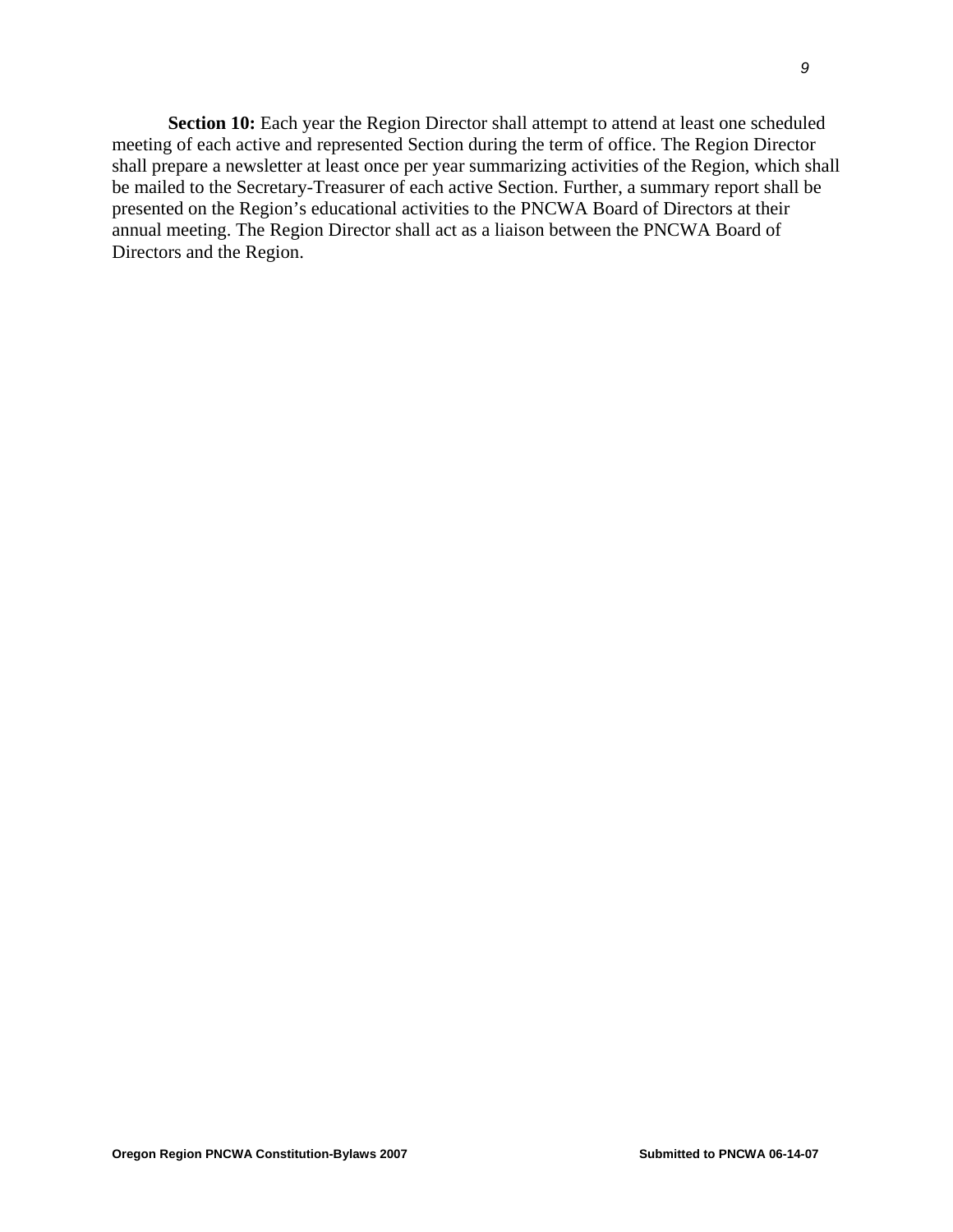**Section 10:** Each year the Region Director shall attempt to attend at least one scheduled meeting of each active and represented Section during the term of office. The Region Director shall prepare a newsletter at least once per year summarizing activities of the Region, which shall be mailed to the Secretary-Treasurer of each active Section. Further, a summary report shall be presented on the Region's educational activities to the PNCWA Board of Directors at their annual meeting. The Region Director shall act as a liaison between the PNCWA Board of Directors and the Region.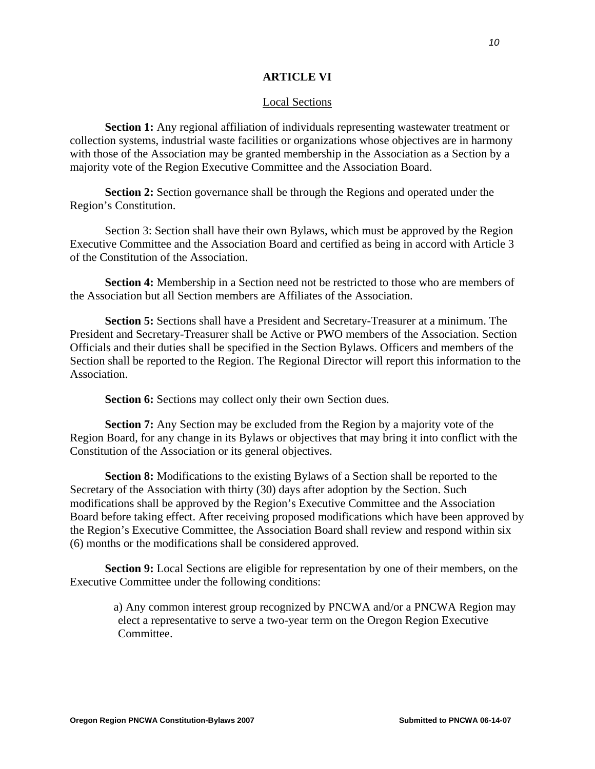## ARTICLE VI

Local Sections

**Section 1:** Any regional affiliation of individuals representing wastewater treatment or collection systems, industrial waste facilities or organizations whose objectives are in harmony with those of the Association may be granted membership in the Association as a Section by a majority vote of the Region Executive Committee and the Association Board.

**Section 2:** Section governance shall be through the Regions and operated under the Region's Constitution.

Section 3: Section shall have their own Bylaws, which must be approved by the Region Executive Committee and the Association Board and certified as being in accord with Article 3 of the Constitution of the Association.

**Section 4:** Membership in a Section need not be restricted to those who are members of the Association but all Section members are Affiliates of the Association.

**Section 5:** Sections shall have a President and Secretary-Treasurer at a minimum. The President and Secretary-Treasurer shall be Active or PWO members of the Association. Section Officials and their duties shall be specified in the Section Bylaws. Officers and members of the Section shall be reported to the Region. The Regional Director will report this information to the Association.

**Section 6:** Sections may collect only their own Section dues.

**Section 7:** Any Section may be excluded from the Region by a majority vote of the Region Board, for any change in its Bylaws or objectives that may bring it into conflict with the Constitution of the Association or its general objectives.

**Section 8:** Modifications to the existing Bylaws of a Section shall be reported to the Secretary of the Association with thirty (30) days after adoption by the Section. Such modifications shall be approved by the Region's Executive Committee and the Association Board before taking effect. After receiving proposed modifications which have been approved by the Region's Executive Committee, the Association Board shall review and respond within six (6) months or the modifications shall be considered approved.

**Section 9:** Local Sections are eligible for representation by one of their members, on the Executive Committee under the following conditions:

a) Any common interest group recognized by PNCWA and/or a PNCWA Region may elect a representative to serve a two-year term on the Oregon Region Executive Committee.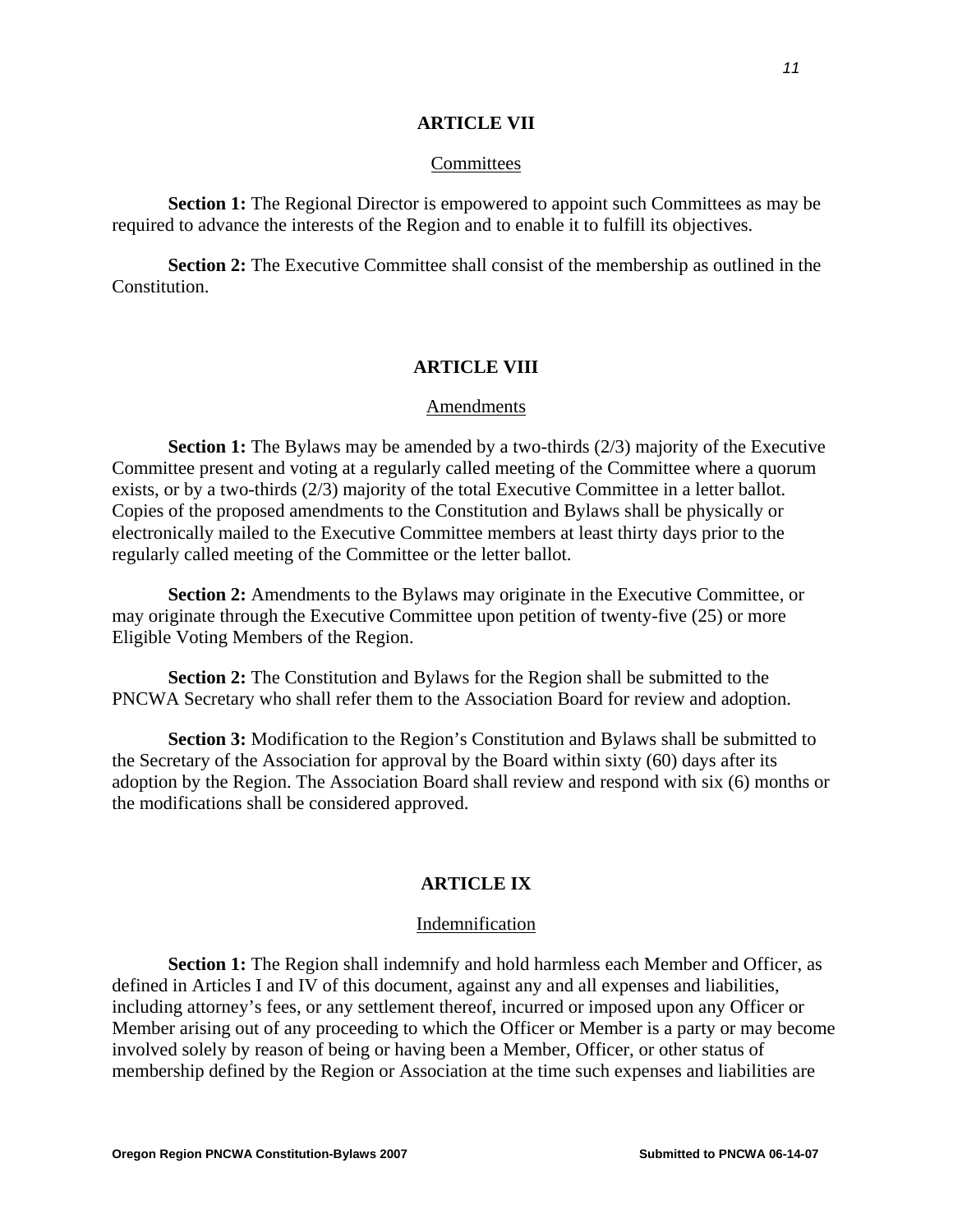## ARTICLE VII

Committees

**Section 1:** The Regional Director is empowered to appoint such Committees as may be required to advance the interests of the Region and to enable it to fulfill its objectives.

**Section 2:** The Executive Committee shall consist of the membership as outlined in the Constitution.

## ARTICLE VIII

Amendments

**Section 1:** The Bylaws may be amended by a two-thirds (2/3) majority of the Executive Committee present and voting at a regularly called meeting of the Committee where a quorum exists, or by a two-thirds (2/3) majority of the total Executive Committee in a letter ballot. Copies of the proposed amendments to the Constitution and Bylaws shall be physically or electronically mailed to the Executive Committee members at least thirty days prior to the regularly called meeting of the Committee or the letter ballot.

**Section 2:** Amendments to the Bylaws may originate in the Executive Committee, or may originate through the Executive Committee upon petition of twenty-five (25) or more Eligible Voting Members of the Region.

**Section 2:** The Constitution and Bylaws for the Region shall be submitted to the PNCWA Secretary who shall refer them to the Association Board for review and adoption.

**Section 3:** Modification to the Region's Constitution and Bylaws shall be submitted to the Secretary of the Association for approval by the Board within sixty (60) days after its adoption by the Region. The Association Board shall review and respond with six (6) months or the modifications shall be considered approved.

## ARTICLE IX

Indemnification

**Section 1:** The Region shall indemnify and hold harmless each Member and Officer, as defined in Articles I and IV of this document, against any and all expenses and liabilities, including attorney's fees, or any settlement thereof, incurred or imposed upon any Officer or Member arising out of any proceeding to which the Officer or Member is a party or may become involved solely by reason of being or having been a Member, Officer, or other status of membership defined by the Region or Association at the time such expenses and liabilities are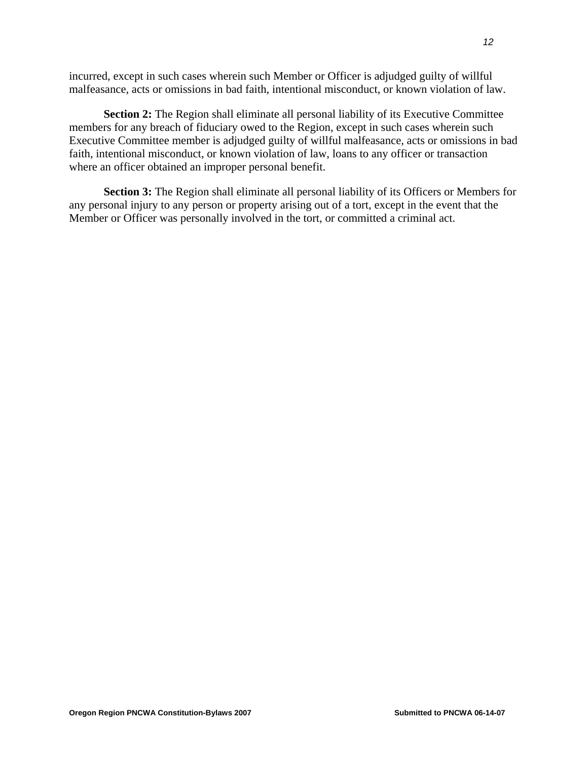incurred, except in such cases wherein such Member or Officer is adjudged guilty of willful malfeasance, acts or omissions in bad faith, intentional misconduct, or known violation of law.

**Section 2:** The Region shall eliminate all personal liability of its Executive Committee members for any breach of fiduciary owed to the Region, except in such cases wherein such Executive Committee member is adjudged guilty of willful malfeasance, acts or omissions in bad faith, intentional misconduct, or known violation of law, loans to any officer or transaction where an officer obtained an improper personal benefit.

**Section 3:** The Region shall eliminate all personal liability of its Officers or Members for any personal injury to any person or property arising out of a tort, except in the event that the Member or Officer was personally involved in the tort, or committed a criminal act.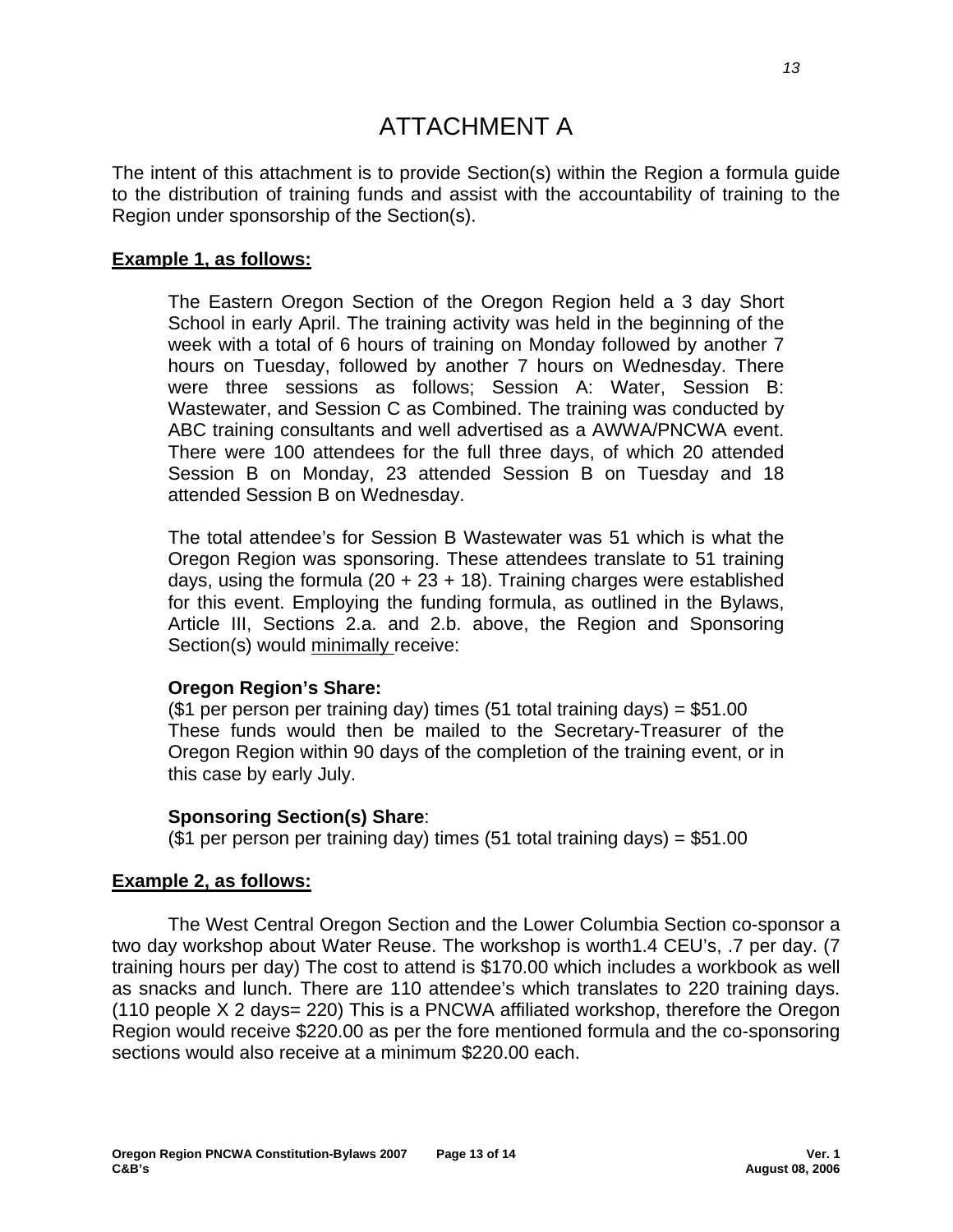# ATTACHMENT A

The intent of this attachment is to provide Section(s) within the Region a formula guide to the distribution of training funds and assist with the accountability of training to the Region under sponsorship of the Section(s).

**Example 1, as follows:**

The Eastern Oregon Section of the Oregon Region held a 3 day Short School in early April. The training activity was held in the beginning of the week with a total of 6 hours of training on Monday followed by another 7 hours on Tuesday, followed by another 7 hours on Wednesday. There were three sessions as follows; Session A: Water, Session B: Wastewater, and Session C as Combined. The training was conducted by ABC training consultants and well advertised as a AWWA/PNCWA event. There were 100 attendees for the full three days, of which 20 attended Session B on Monday, 23 attended Session B on Tuesday and 18 attended Session B on Wednesday.

The total attendee's for Session B Wastewater was 51 which is what the Oregon Region was sponsoring. These attendees translate to 51 training days, using the formula (20 + 23 + 18). Training charges were established for this event. Employing the funding formula, as outlined in the Bylaws, Article III, Sections 2.a. and 2.b. above, the Region and Sponsoring Section(s) would minimally receive:

**Oregon Region's Share:**
($1 per person per training day) times (51 total training days) = $51.00
These funds would then be mailed to the Secretary-Treasurer of the Oregon Region within 90 days of the completion of the training event, or in this case by early July.

**Sponsoring Section(s) Share**:
($1 per person per training day) times (51 total training days) = $51.00

**Example 2, as follows:**

The West Central Oregon Section and the Lower Columbia Section co-sponsor a two day workshop about Water Reuse. The workshop is worth1.4 CEU's, .7 per day. (7 training hours per day) The cost to attend is $170.00 which includes a workbook as well as snacks and lunch. There are 110 attendee's which translates to 220 training days. (110 people X 2 days= 220) This is a PNCWA affiliated workshop, therefore the Oregon Region would receive $220.00 as per the fore mentioned formula and the co-sponsoring sections would also receive at a minimum $220.00 each.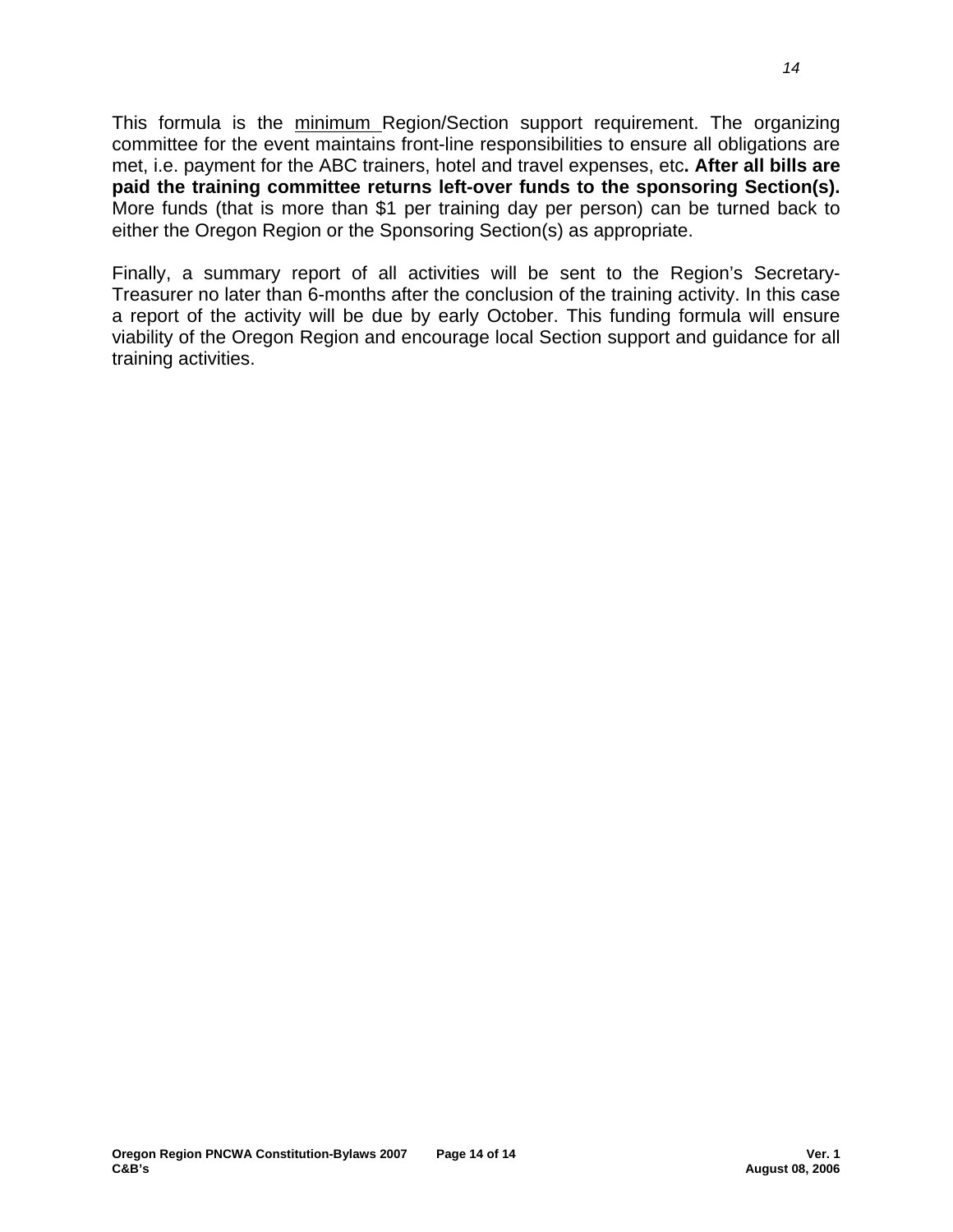This formula is the <u>minimum</u> Region/Section support requirement. The organizing committee for the event maintains front-line responsibilities to ensure all obligations are met, i.e. payment for the ABC trainers, hotel and travel expenses, etc**. After all bills are paid the training committee returns left-over funds to the sponsoring Section(s).** More funds (that is more than $1 per training day per person) can be turned back to either the Oregon Region or the Sponsoring Section(s) as appropriate.

Finally, a summary report of all activities will be sent to the Region's Secretary-Treasurer no later than 6-months after the conclusion of the training activity. In this case a report of the activity will be due by early October. This funding formula will ensure viability of the Oregon Region and encourage local Section support and guidance for all training activities.